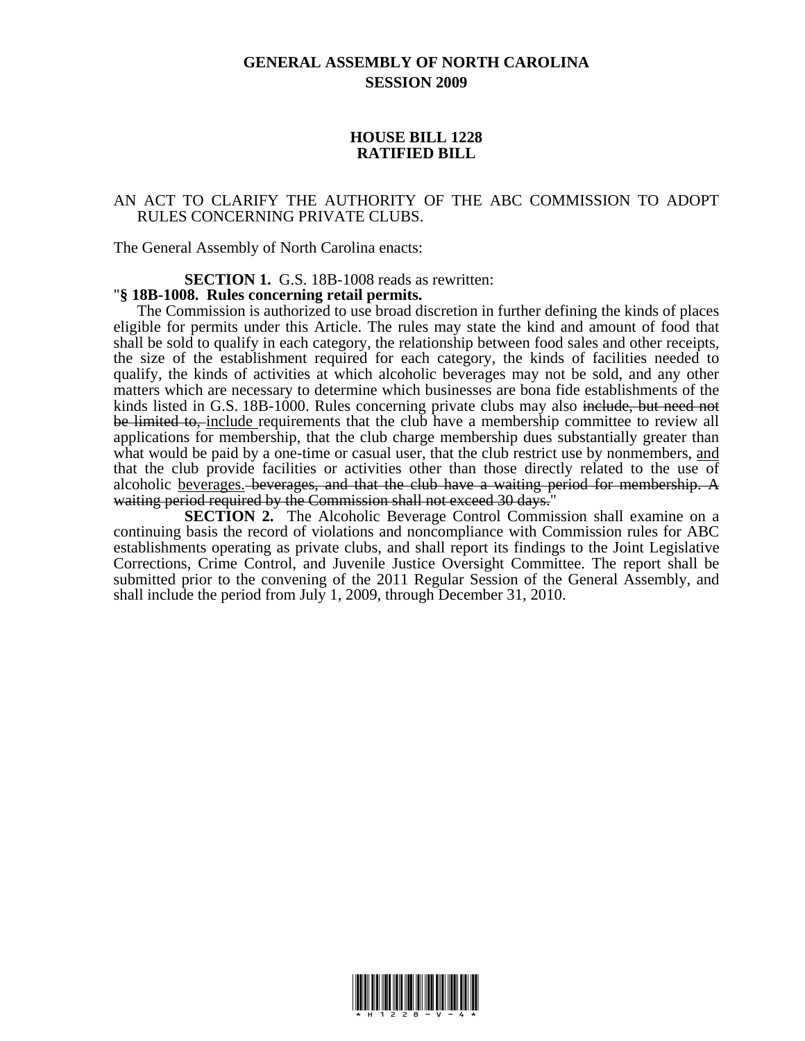**GENERAL ASSEMBLY OF NORTH CAROLINA**
**SESSION 2009**

**HOUSE BILL 1228**
**RATIFIED BILL**

AN ACT TO CLARIFY THE AUTHORITY OF THE ABC COMMISSION TO ADOPT RULES CONCERNING PRIVATE CLUBS.

The General Assembly of North Carolina enacts:

**SECTION 1.** G.S. 18B-1008 reads as rewritten:
"**§ 18B-1008. Rules concerning retail permits.**

The Commission is authorized to use broad discretion in further defining the kinds of places eligible for permits under this Article. The rules may state the kind and amount of food that shall be sold to qualify in each category, the relationship between food sales and other receipts, the size of the establishment required for each category, the kinds of facilities needed to qualify, the kinds of activities at which alcoholic beverages may not be sold, and any other matters which are necessary to determine which businesses are bona fide establishments of the kinds listed in G.S. 18B-1000. Rules concerning private clubs may also ~~include, but need not be limited to,~~ <u>include</u> requirements that the club have a membership committee to review all applications for membership, that the club charge membership dues substantially greater than what would be paid by a one-time or casual user, that the club restrict use by nonmembers, <u>and</u> that the club provide facilities or activities other than those directly related to the use of alcoholic <u>beverages.</u> ~~beverages, and that the club have a waiting period for membership. A waiting period required by the Commission shall not exceed 30 days.~~"

**SECTION 2.** The Alcoholic Beverage Control Commission shall examine on a continuing basis the record of violations and noncompliance with Commission rules for ABC establishments operating as private clubs, and shall report its findings to the Joint Legislative Corrections, Crime Control, and Juvenile Justice Oversight Committee. The report shall be submitted prior to the convening of the 2011 Regular Session of the General Assembly, and shall include the period from July 1, 2009, through December 31, 2010.

\*H1228-V-4\*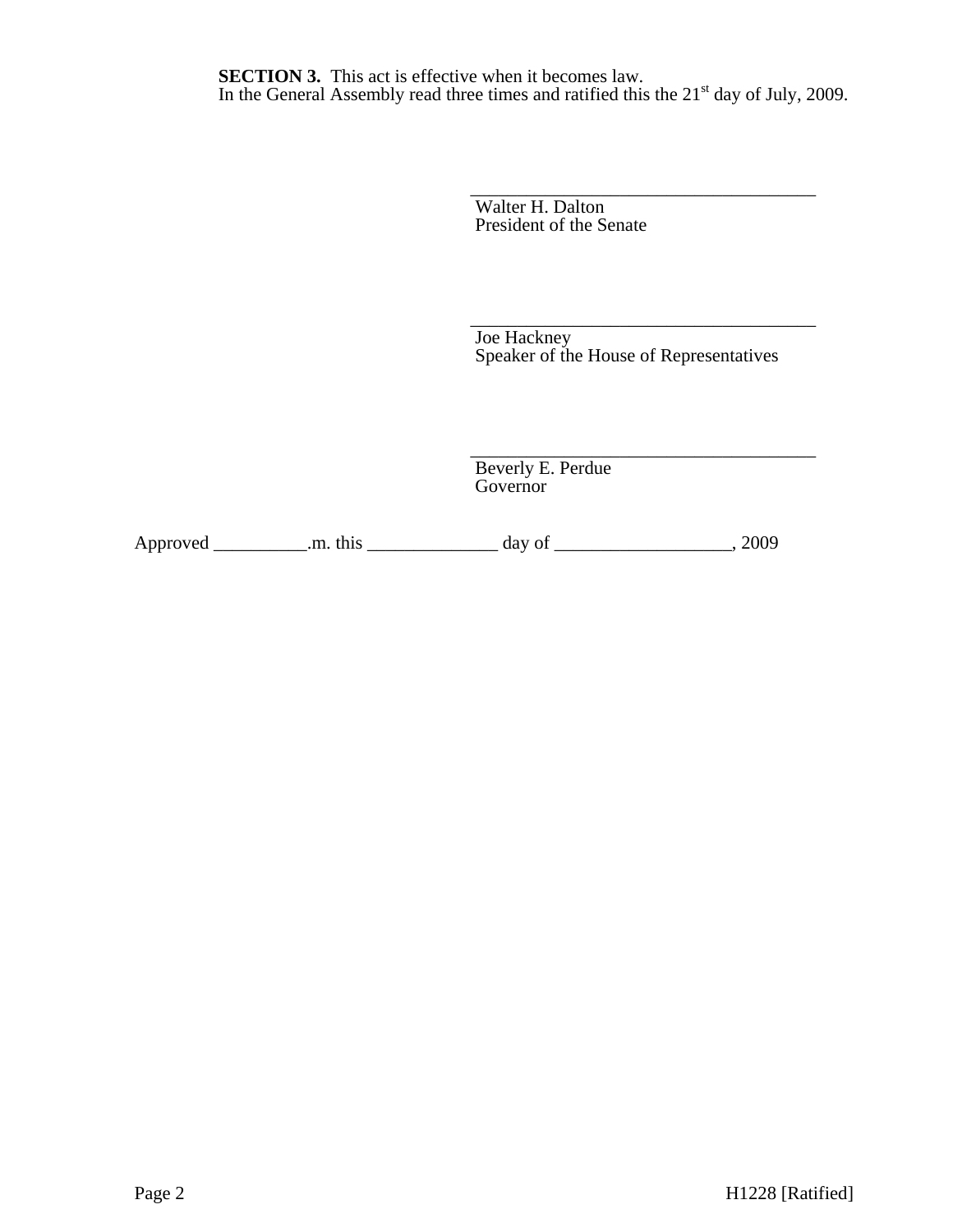**SECTION 3.** This act is effective when it becomes law.

In the General Assembly read three times and ratified this the 21st day of July, 2009.

\_\_\_\_\_\_\_\_\_\_\_\_\_\_\_\_\_\_\_\_\_\_\_\_\_\_\_\_\_\_\_\_\_\_\_\_\_\_\_

Walter H. Dalton
President of the Senate

\_\_\_\_\_\_\_\_\_\_\_\_\_\_\_\_\_\_\_\_\_\_\_\_\_\_\_\_\_\_\_\_\_\_\_\_\_\_\_

Joe Hackney
Speaker of the House of Representatives

\_\_\_\_\_\_\_\_\_\_\_\_\_\_\_\_\_\_\_\_\_\_\_\_\_\_\_\_\_\_\_\_\_\_\_\_\_\_\_

Beverly E. Perdue
Governor

Approved \_\_\_\_\_\_\_\_\_\_.m. this \_\_\_\_\_\_\_\_\_\_\_\_\_\_ day of \_\_\_\_\_\_\_\_\_\_\_\_\_\_\_\_\_\_\_, 2009